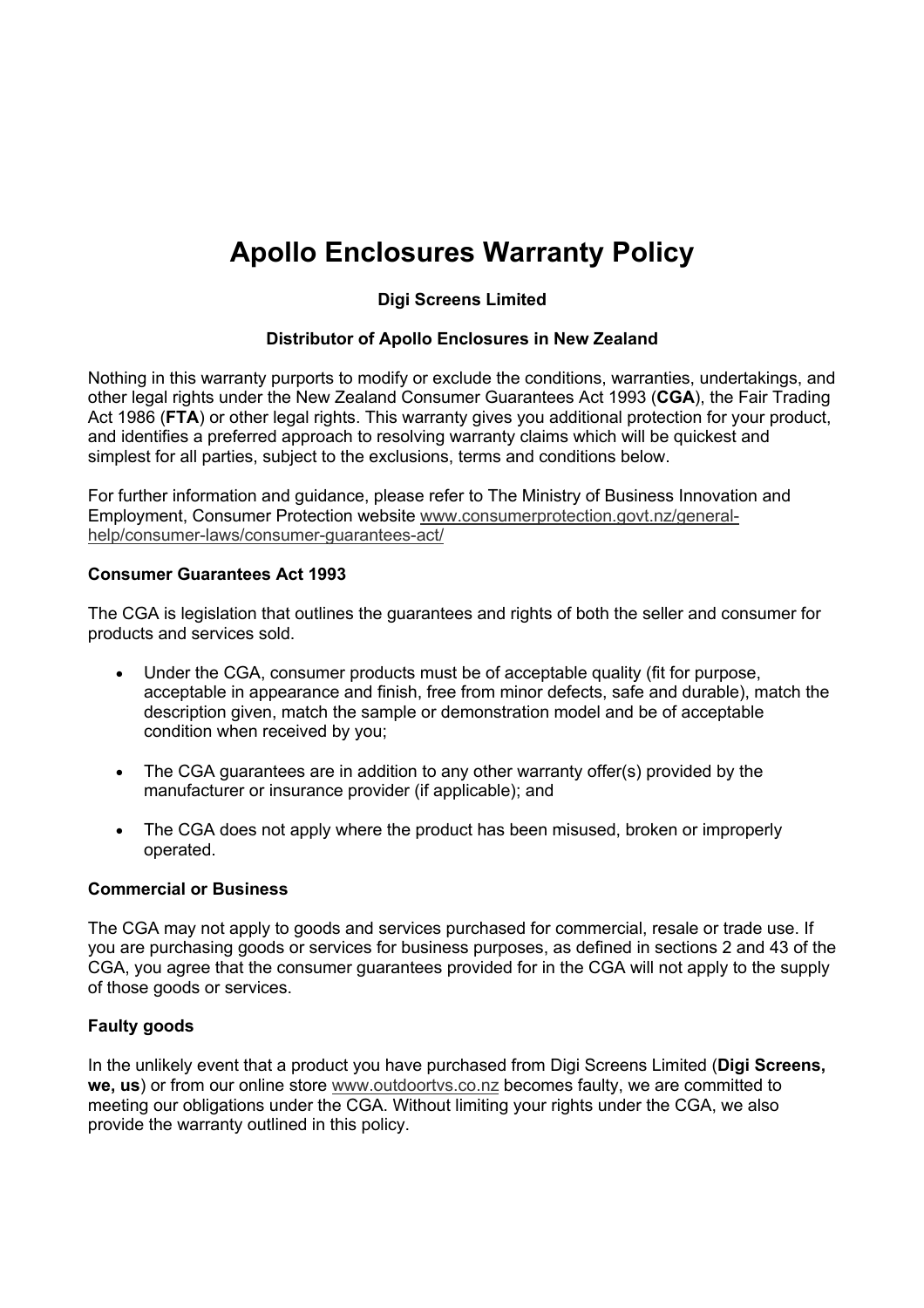# Apollo Enclosures Warranty Policy

**Digi Screens Limited**

**Distributor of Apollo Enclosures in New Zealand**

Nothing in this warranty purports to modify or exclude the conditions, warranties, undertakings, and other legal rights under the New Zealand Consumer Guarantees Act 1993 (**CGA**), the Fair Trading Act 1986 (**FTA**) or other legal rights. This warranty gives you additional protection for your product, and identifies a preferred approach to resolving warranty claims which will be quickest and simplest for all parties, subject to the exclusions, terms and conditions below.

For further information and guidance, please refer to The Ministry of Business Innovation and Employment, Consumer Protection website www.consumerprotection.govt.nz/general-help/consumer-laws/consumer-guarantees-act/

### Consumer Guarantees Act 1993

The CGA is legislation that outlines the guarantees and rights of both the seller and consumer for products and services sold.

- Under the CGA, consumer products must be of acceptable quality (fit for purpose, acceptable in appearance and finish, free from minor defects, safe and durable), match the description given, match the sample or demonstration model and be of acceptable condition when received by you;
- The CGA guarantees are in addition to any other warranty offer(s) provided by the manufacturer or insurance provider (if applicable); and
- The CGA does not apply where the product has been misused, broken or improperly operated.

### Commercial or Business

The CGA may not apply to goods and services purchased for commercial, resale or trade use. If you are purchasing goods or services for business purposes, as defined in sections 2 and 43 of the CGA, you agree that the consumer guarantees provided for in the CGA will not apply to the supply of those goods or services.

### Faulty goods

In the unlikely event that a product you have purchased from Digi Screens Limited (**Digi Screens, we, us**) or from our online store www.outdoortvs.co.nz becomes faulty, we are committed to meeting our obligations under the CGA. Without limiting your rights under the CGA, we also provide the warranty outlined in this policy.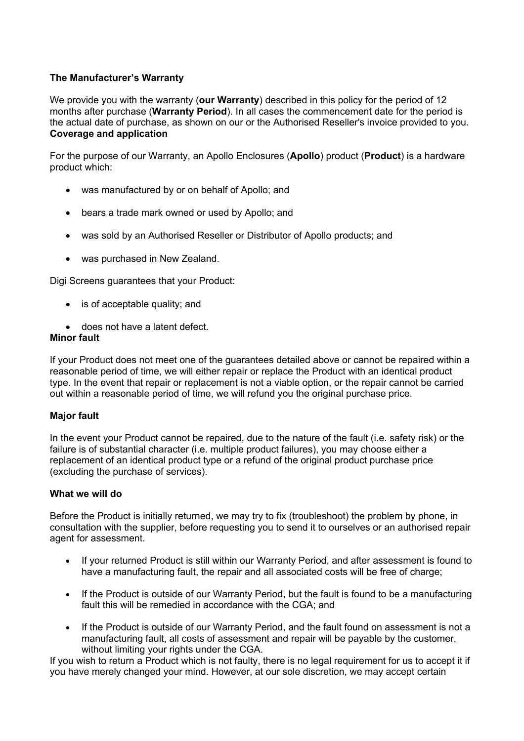**The Manufacturer's Warranty**

We provide you with the warranty (**our Warranty**) described in this policy for the period of 12 months after purchase (**Warranty Period**). In all cases the commencement date for the period is the actual date of purchase, as shown on our or the Authorised Reseller's invoice provided to you.

**Coverage and application**

For the purpose of our Warranty, an Apollo Enclosures (**Apollo**) product (**Product**) is a hardware product which:

- was manufactured by or on behalf of Apollo; and
- bears a trade mark owned or used by Apollo; and
- was sold by an Authorised Reseller or Distributor of Apollo products; and
- was purchased in New Zealand.

Digi Screens guarantees that your Product:

- is of acceptable quality; and
- does not have a latent defect.

**Minor fault**

If your Product does not meet one of the guarantees detailed above or cannot be repaired within a reasonable period of time, we will either repair or replace the Product with an identical product type. In the event that repair or replacement is not a viable option, or the repair cannot be carried out within a reasonable period of time, we will refund you the original purchase price.

**Major fault**

In the event your Product cannot be repaired, due to the nature of the fault (i.e. safety risk) or the failure is of substantial character (i.e. multiple product failures), you may choose either a replacement of an identical product type or a refund of the original product purchase price (excluding the purchase of services).

**What we will do**

Before the Product is initially returned, we may try to fix (troubleshoot) the problem by phone, in consultation with the supplier, before requesting you to send it to ourselves or an authorised repair agent for assessment.

- If your returned Product is still within our Warranty Period, and after assessment is found to have a manufacturing fault, the repair and all associated costs will be free of charge;
- If the Product is outside of our Warranty Period, but the fault is found to be a manufacturing fault this will be remedied in accordance with the CGA; and
- If the Product is outside of our Warranty Period, and the fault found on assessment is not a manufacturing fault, all costs of assessment and repair will be payable by the customer, without limiting your rights under the CGA.

If you wish to return a Product which is not faulty, there is no legal requirement for us to accept it if you have merely changed your mind. However, at our sole discretion, we may accept certain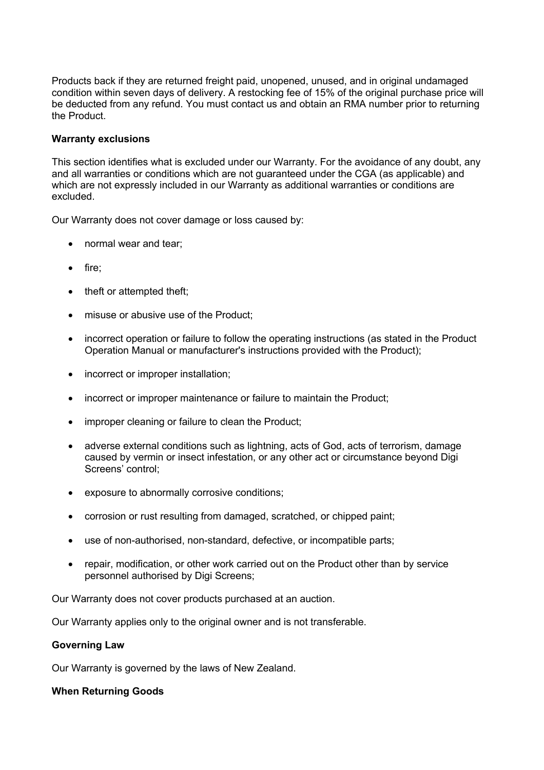Products back if they are returned freight paid, unopened, unused, and in original undamaged condition within seven days of delivery. A restocking fee of 15% of the original purchase price will be deducted from any refund. You must contact us and obtain an RMA number prior to returning the Product.

**Warranty exclusions**

This section identifies what is excluded under our Warranty. For the avoidance of any doubt, any and all warranties or conditions which are not guaranteed under the CGA (as applicable) and which are not expressly included in our Warranty as additional warranties or conditions are excluded.

Our Warranty does not cover damage or loss caused by:

- normal wear and tear;
- fire;
- theft or attempted theft;
- misuse or abusive use of the Product;
- incorrect operation or failure to follow the operating instructions (as stated in the Product Operation Manual or manufacturer's instructions provided with the Product);
- incorrect or improper installation;
- incorrect or improper maintenance or failure to maintain the Product;
- improper cleaning or failure to clean the Product;
- adverse external conditions such as lightning, acts of God, acts of terrorism, damage caused by vermin or insect infestation, or any other act or circumstance beyond Digi Screens' control;
- exposure to abnormally corrosive conditions;
- corrosion or rust resulting from damaged, scratched, or chipped paint;
- use of non-authorised, non-standard, defective, or incompatible parts;
- repair, modification, or other work carried out on the Product other than by service personnel authorised by Digi Screens;

Our Warranty does not cover products purchased at an auction.

Our Warranty applies only to the original owner and is not transferable.

**Governing Law**

Our Warranty is governed by the laws of New Zealand.

**When Returning Goods**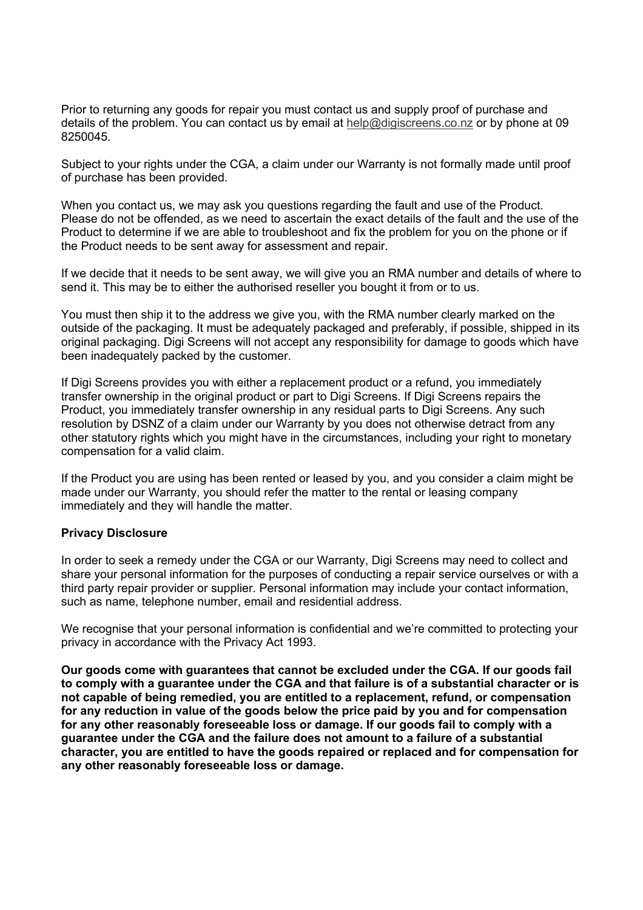Prior to returning any goods for repair you must contact us and supply proof of purchase and details of the problem. You can contact us by email at help@digiscreens.co.nz or by phone at 09 8250045.

Subject to your rights under the CGA, a claim under our Warranty is not formally made until proof of purchase has been provided.

When you contact us, we may ask you questions regarding the fault and use of the Product. Please do not be offended, as we need to ascertain the exact details of the fault and the use of the Product to determine if we are able to troubleshoot and fix the problem for you on the phone or if the Product needs to be sent away for assessment and repair.

If we decide that it needs to be sent away, we will give you an RMA number and details of where to send it. This may be to either the authorised reseller you bought it from or to us.

You must then ship it to the address we give you, with the RMA number clearly marked on the outside of the packaging. It must be adequately packaged and preferably, if possible, shipped in its original packaging. Digi Screens will not accept any responsibility for damage to goods which have been inadequately packed by the customer.

If Digi Screens provides you with either a replacement product or a refund, you immediately transfer ownership in the original product or part to Digi Screens. If Digi Screens repairs the Product, you immediately transfer ownership in any residual parts to Digi Screens. Any such resolution by DSNZ of a claim under our Warranty by you does not otherwise detract from any other statutory rights which you might have in the circumstances, including your right to monetary compensation for a valid claim.

If the Product you are using has been rented or leased by you, and you consider a claim might be made under our Warranty, you should refer the matter to the rental or leasing company immediately and they will handle the matter.

**Privacy Disclosure**

In order to seek a remedy under the CGA or our Warranty, Digi Screens may need to collect and share your personal information for the purposes of conducting a repair service ourselves or with a third party repair provider or supplier. Personal information may include your contact information, such as name, telephone number, email and residential address.

We recognise that your personal information is confidential and we're committed to protecting your privacy in accordance with the Privacy Act 1993.

**Our goods come with guarantees that cannot be excluded under the CGA. If our goods fail to comply with a guarantee under the CGA and that failure is of a substantial character or is not capable of being remedied, you are entitled to a replacement, refund, or compensation for any reduction in value of the goods below the price paid by you and for compensation for any other reasonably foreseeable loss or damage. If our goods fail to comply with a guarantee under the CGA and the failure does not amount to a failure of a substantial character, you are entitled to have the goods repaired or replaced and for compensation for any other reasonably foreseeable loss or damage.**